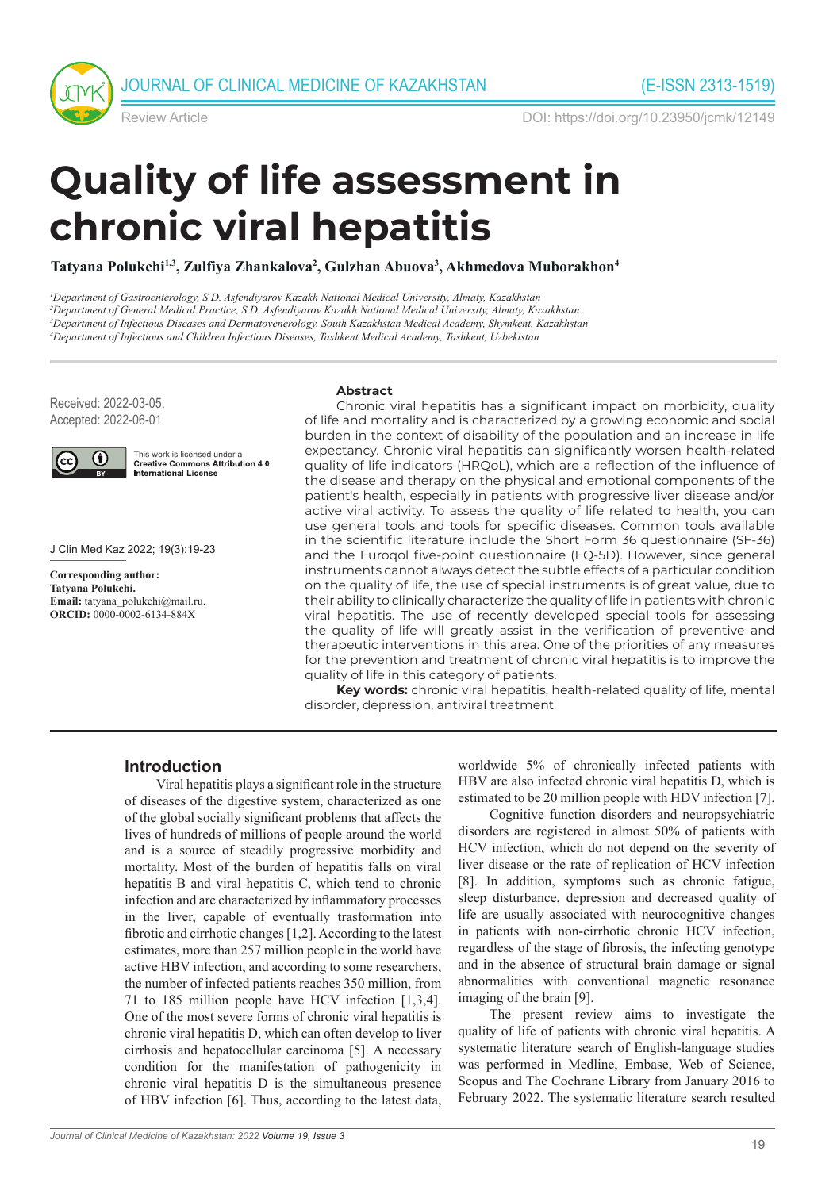# Quality of life assessment in chronic viral hepatitis

**Tatyana Polukchi[1,3], Zulfiya Zhankalova[2], Gulzhan Abuova[3], Akhmedova Muborakhon[4]**

*[1]Department of Gastroenterology, S.D. Asfendiyarov Kazakh National Medical University, Almaty, Kazakhstan*
*[2]Department of General Medical Practice, S.D. Asfendiyarov Kazakh National Medical University, Almaty, Kazakhstan.*
*[3]Department of Infectious Diseases and Dermatovenerology, South Kazakhstan Medical Academy, Shymkent, Kazakhstan*
*[4]Department of Infectious and Children Infectious Diseases, Tashkent Medical Academy, Tashkent, Uzbekistan*

Received: 2022-03-05.
Accepted: 2022-06-01

This work is licensed under a **Creative Commons Attribution 4.0 International License**

J Clin Med Kaz 2022; 19(3):19-23

**Corresponding author:**
**Tatyana Polukchi.**
**Email:** tatyana_polukchi@mail.ru.
**ORCID:** 0000-0002-6134-884X

## Abstract

Chronic viral hepatitis has a significant impact on morbidity, quality of life and mortality and is characterized by a growing economic and social burden in the context of disability of the population and an increase in life expectancy. Chronic viral hepatitis can significantly worsen health-related quality of life indicators (HRQoL), which are a reflection of the influence of the disease and therapy on the physical and emotional components of the patient's health, especially in patients with progressive liver disease and/or active viral activity. To assess the quality of life related to health, you can use general tools and tools for specific diseases. Common tools available in the scientific literature include the Short Form 36 questionnaire (SF-36) and the Euroqol five-point questionnaire (EQ-5D). However, since general instruments cannot always detect the subtle effects of a particular condition on the quality of life, the use of special instruments is of great value, due to their ability to clinically characterize the quality of life in patients with chronic viral hepatitis. The use of recently developed special tools for assessing the quality of life will greatly assist in the verification of preventive and therapeutic interventions in this area. One of the priorities of any measures for the prevention and treatment of chronic viral hepatitis is to improve the quality of life in this category of patients.

**Key words:** chronic viral hepatitis, health-related quality of life, mental disorder, depression, antiviral treatment

## Introduction

Viral hepatitis plays a significant role in the structure of diseases of the digestive system, characterized as one of the global socially significant problems that affects the lives of hundreds of millions of people around the world and is a source of steadily progressive morbidity and mortality. Most of the burden of hepatitis falls on viral hepatitis B and viral hepatitis C, which tend to chronic infection and are characterized by inflammatory processes in the liver, capable of eventually trasformation into fibrotic and cirrhotic changes [1,2]. According to the latest estimates, more than 257 million people in the world have active HBV infection, and according to some researchers, the number of infected patients reaches 350 million, from 71 to 185 million people have HCV infection [1,3,4]. One of the most severe forms of chronic viral hepatitis is chronic viral hepatitis D, which can often develop to liver cirrhosis and hepatocellular carcinoma [5]. A necessary condition for the manifestation of pathogenicity in chronic viral hepatitis D is the simultaneous presence of HBV infection [6]. Thus, according to the latest data, worldwide 5% of chronically infected patients with HBV are also infected chronic viral hepatitis D, which is estimated to be 20 million people with HDV infection [7].

Cognitive function disorders and neuropsychiatric disorders are registered in almost 50% of patients with HCV infection, which do not depend on the severity of liver disease or the rate of replication of HCV infection [8]. In addition, symptoms such as chronic fatigue, sleep disturbance, depression and decreased quality of life are usually associated with neurocognitive changes in patients with non-cirrhotic chronic HCV infection, regardless of the stage of fibrosis, the infecting genotype and in the absence of structural brain damage or signal abnormalities with conventional magnetic resonance imaging of the brain [9].

The present review aims to investigate the quality of life of patients with chronic viral hepatitis. A systematic literature search of English-language studies was performed in Medline, Embase, Web of Science, Scopus and The Cochrane Library from January 2016 to February 2022. The systematic literature search resulted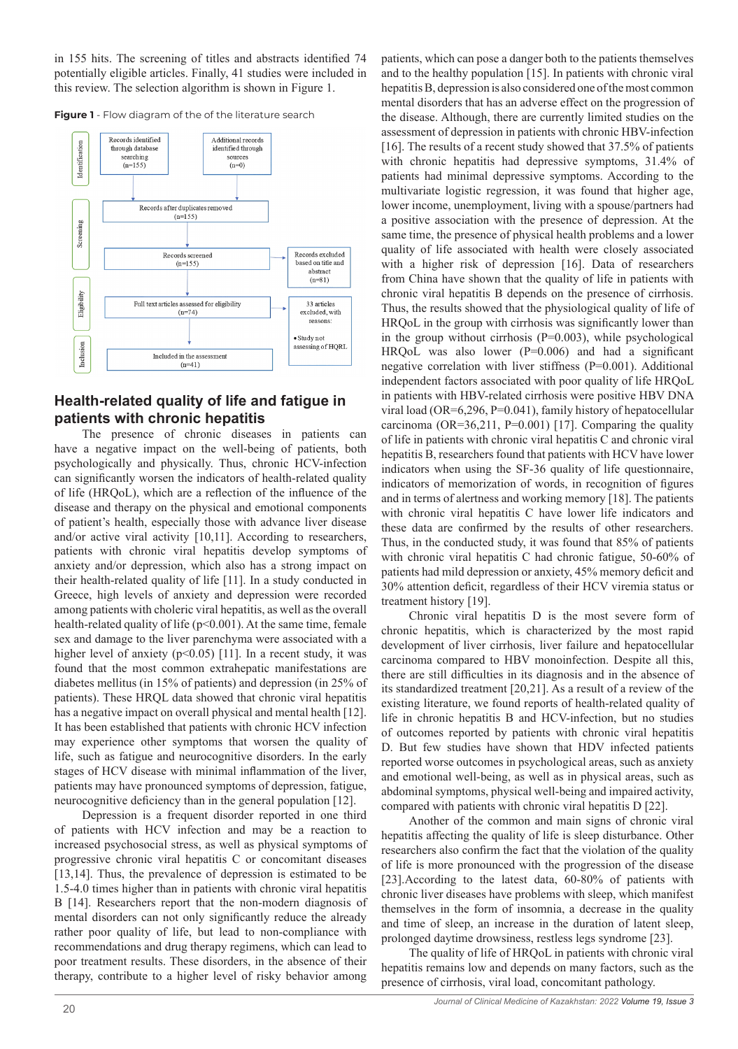in 155 hits. The screening of titles and abstracts identified 74 potentially eligible articles. Finally, 41 studies were included in this review. The selection algorithm is shown in Figure 1.

**Figure 1** - Flow diagram of the of the literature search

Identification: Records identified through database searching (n=155); Additional records identified through sources (n=0)

Screening: Records after duplicates removed (n=155); Records screened (n=155); Records excluded based on title and abstract (n=81)

Eligibility: Full text articles assessed for eligibility (n=74); 33 articles excluded, with reasons: • Study not assessing of HQRL

Inclusion: Included in the assessment (n=41)

## Health-related quality of life and fatigue in patients with chronic hepatitis

The presence of chronic diseases in patients can have a negative impact on the well-being of patients, both psychologically and physically. Thus, chronic HCV-infection can significantly worsen the indicators of health-related quality of life (HRQoL), which are a reflection of the influence of the disease and therapy on the physical and emotional components of patient's health, especially those with advance liver disease and/or active viral activity [10,11]. According to researchers, patients with chronic viral hepatitis develop symptoms of anxiety and/or depression, which also has a strong impact on their health-related quality of life [11]. In a study conducted in Greece, high levels of anxiety and depression were recorded among patients with choleric viral hepatitis, as well as the overall health-related quality of life ($p<0.001$). At the same time, female sex and damage to the liver parenchyma were associated with a higher level of anxiety ($p<0.05$) [11]. In a recent study, it was found that the most common extrahepatic manifestations are diabetes mellitus (in 15% of patients) and depression (in 25% of patients). These HRQL data showed that chronic viral hepatitis has a negative impact on overall physical and mental health [12]. It has been established that patients with chronic HCV infection may experience other symptoms that worsen the quality of life, such as fatigue and neurocognitive disorders. In the early stages of HCV disease with minimal inflammation of the liver, patients may have pronounced symptoms of depression, fatigue, neurocognitive deficiency than in the general population [12].

Depression is a frequent disorder reported in one third of patients with HCV infection and may be a reaction to increased psychosocial stress, as well as physical symptoms of progressive chronic viral hepatitis C or concomitant diseases [13,14]. Thus, the prevalence of depression is estimated to be 1.5-4.0 times higher than in patients with chronic viral hepatitis B [14]. Researchers report that the non-modern diagnosis of mental disorders can not only significantly reduce the already rather poor quality of life, but lead to non-compliance with recommendations and drug therapy regimens, which can lead to poor treatment results. These disorders, in the absence of their therapy, contribute to a higher level of risky behavior among patients, which can pose a danger both to the patients themselves and to the healthy population [15]. In patients with chronic viral hepatitis B, depression is also considered one of the most common mental disorders that has an adverse effect on the progression of the disease. Although, there are currently limited studies on the assessment of depression in patients with chronic HBV-infection [16]. The results of a recent study showed that 37.5% of patients with chronic hepatitis had depressive symptoms, 31.4% of patients had minimal depressive symptoms. According to the multivariate logistic regression, it was found that higher age, lower income, unemployment, living with a spouse/partners had a positive association with the presence of depression. At the same time, the presence of physical health problems and a lower quality of life associated with health were closely associated with a higher risk of depression [16]. Data of researchers from China have shown that the quality of life in patients with chronic viral hepatitis B depends on the presence of cirrhosis. Thus, the results showed that the physiological quality of life of HRQoL in the group with cirrhosis was significantly lower than in the group without cirrhosis ($P=0.003$), while psychological HRQoL was also lower ($P=0.006$) and had a significant negative correlation with liver stiffness ($P=0.001$). Additional independent factors associated with poor quality of life HRQoL in patients with HBV-related cirrhosis were positive HBV DNA viral load (OR=6,296, $P=0.041$), family history of hepatocellular carcinoma (OR=36,211, $P=0.001$) [17]. Comparing the quality of life in patients with chronic viral hepatitis C and chronic viral hepatitis B, researchers found that patients with HCV have lower indicators when using the SF-36 quality of life questionnaire, indicators of memorization of words, in recognition of figures and in terms of alertness and working memory [18]. The patients with chronic viral hepatitis C have lower life indicators and these data are confirmed by the results of other researchers. Thus, in the conducted study, it was found that 85% of patients with chronic viral hepatitis C had chronic fatigue, 50-60% of patients had mild depression or anxiety, 45% memory deficit and 30% attention deficit, regardless of their HCV viremia status or treatment history [19].

Chronic viral hepatitis D is the most severe form of chronic hepatitis, which is characterized by the most rapid development of liver cirrhosis, liver failure and hepatocellular carcinoma compared to HBV monoinfection. Despite all this, there are still difficulties in its diagnosis and in the absence of its standardized treatment [20,21]. As a result of a review of the existing literature, we found reports of health-related quality of life in chronic hepatitis B and HCV-infection, but no studies of outcomes reported by patients with chronic viral hepatitis D. But few studies have shown that HDV infected patients reported worse outcomes in psychological areas, such as anxiety and emotional well-being, as well as in physical areas, such as abdominal symptoms, physical well-being and impaired activity, compared with patients with chronic viral hepatitis D [22].

Another of the common and main signs of chronic viral hepatitis affecting the quality of life is sleep disturbance. Other researchers also confirm the fact that the violation of the quality of life is more pronounced with the progression of the disease [23].According to the latest data, 60-80% of patients with chronic liver diseases have problems with sleep, which manifest themselves in the form of insomnia, a decrease in the quality and time of sleep, an increase in the duration of latent sleep, prolonged daytime drowsiness, restless legs syndrome [23].

The quality of life of HRQoL in patients with chronic viral hepatitis remains low and depends on many factors, such as the presence of cirrhosis, viral load, concomitant pathology.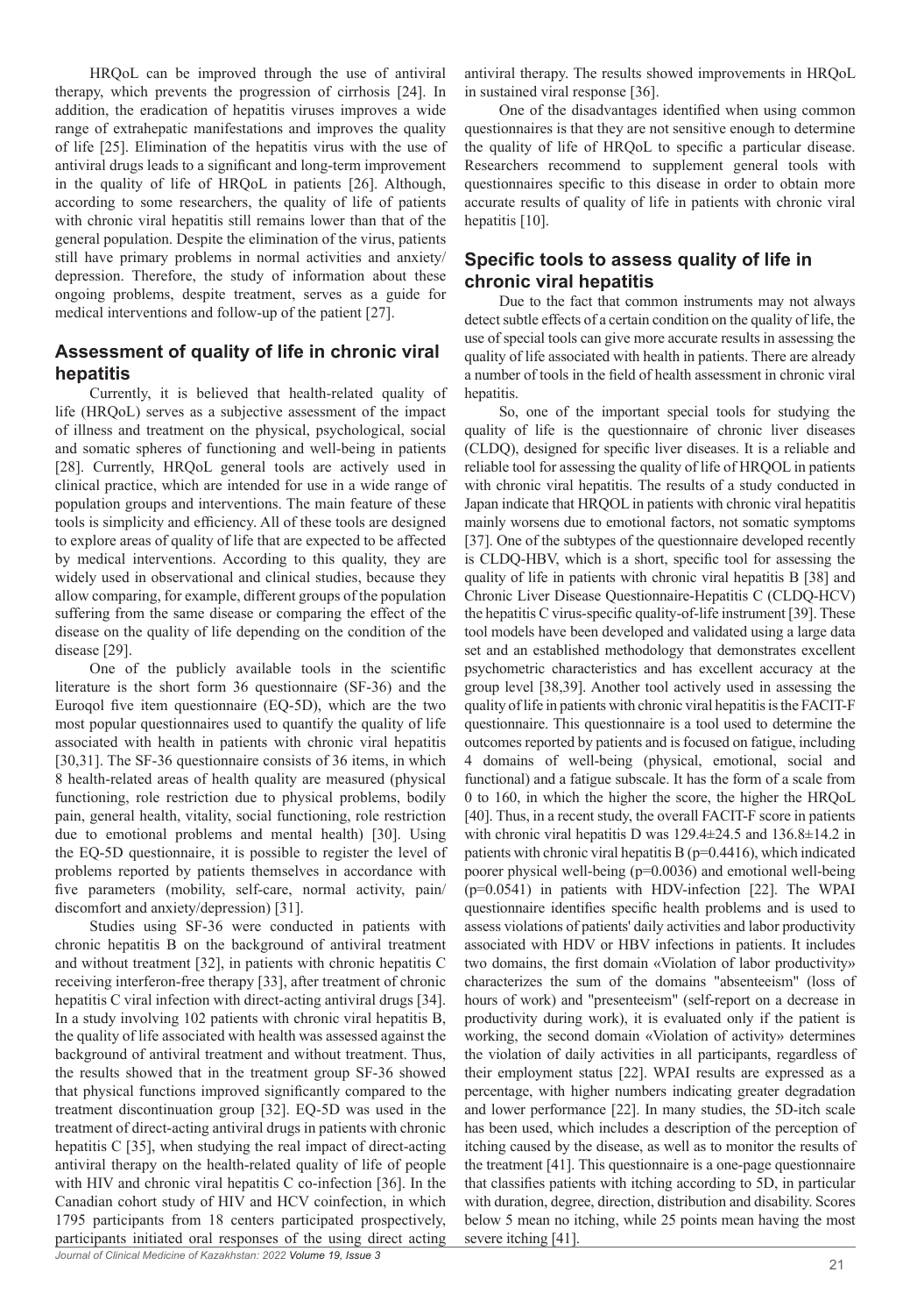HRQoL can be improved through the use of antiviral therapy, which prevents the progression of cirrhosis [24]. In addition, the eradication of hepatitis viruses improves a wide range of extrahepatic manifestations and improves the quality of life [25]. Elimination of the hepatitis virus with the use of antiviral drugs leads to a significant and long-term improvement in the quality of life of HRQoL in patients [26]. Although, according to some researchers, the quality of life of patients with chronic viral hepatitis still remains lower than that of the general population. Despite the elimination of the virus, patients still have primary problems in normal activities and anxiety/ depression. Therefore, the study of information about these ongoing problems, despite treatment, serves as a guide for medical interventions and follow-up of the patient [27].

## Assessment of quality of life in chronic viral hepatitis

Currently, it is believed that health-related quality of life (HRQoL) serves as a subjective assessment of the impact of illness and treatment on the physical, psychological, social and somatic spheres of functioning and well-being in patients [28]. Currently, HRQoL general tools are actively used in clinical practice, which are intended for use in a wide range of population groups and interventions. The main feature of these tools is simplicity and efficiency. All of these tools are designed to explore areas of quality of life that are expected to be affected by medical interventions. According to this quality, they are widely used in observational and clinical studies, because they allow comparing, for example, different groups of the population suffering from the same disease or comparing the effect of the disease on the quality of life depending on the condition of the disease [29].

One of the publicly available tools in the scientific literature is the short form 36 questionnaire (SF-36) and the Euroqol five item questionnaire (EQ-5D), which are the two most popular questionnaires used to quantify the quality of life associated with health in patients with chronic viral hepatitis [30,31]. The SF-36 questionnaire consists of 36 items, in which 8 health-related areas of health quality are measured (physical functioning, role restriction due to physical problems, bodily pain, general health, vitality, social functioning, role restriction due to emotional problems and mental health) [30]. Using the EQ-5D questionnaire, it is possible to register the level of problems reported by patients themselves in accordance with five parameters (mobility, self-care, normal activity, pain/ discomfort and anxiety/depression) [31].

Studies using SF-36 were conducted in patients with chronic hepatitis B on the background of antiviral treatment and without treatment [32], in patients with chronic hepatitis C receiving interferon-free therapy [33], after treatment of chronic hepatitis C viral infection with direct-acting antiviral drugs [34]. In a study involving 102 patients with chronic viral hepatitis B, the quality of life associated with health was assessed against the background of antiviral treatment and without treatment. Thus, the results showed that in the treatment group SF-36 showed that physical functions improved significantly compared to the treatment discontinuation group [32]. EQ-5D was used in the treatment of direct-acting antiviral drugs in patients with chronic hepatitis C [35], when studying the real impact of direct-acting antiviral therapy on the health-related quality of life of people with HIV and chronic viral hepatitis C co-infection [36]. In the Canadian cohort study of HIV and HCV coinfection, in which 1795 participants from 18 centers participated prospectively, participants initiated oral responses of the using direct acting antiviral therapy. The results showed improvements in HRQoL in sustained viral response [36].

One of the disadvantages identified when using common questionnaires is that they are not sensitive enough to determine the quality of life of HRQoL to specific a particular disease. Researchers recommend to supplement general tools with questionnaires specific to this disease in order to obtain more accurate results of quality of life in patients with chronic viral hepatitis [10].

## Specific tools to assess quality of life in chronic viral hepatitis

Due to the fact that common instruments may not always detect subtle effects of a certain condition on the quality of life, the use of special tools can give more accurate results in assessing the quality of life associated with health in patients. There are already a number of tools in the field of health assessment in chronic viral hepatitis.

So, one of the important special tools for studying the quality of life is the questionnaire of chronic liver diseases (CLDQ), designed for specific liver diseases. It is a reliable and reliable tool for assessing the quality of life of HRQOL in patients with chronic viral hepatitis. The results of a study conducted in Japan indicate that HRQOL in patients with chronic viral hepatitis mainly worsens due to emotional factors, not somatic symptoms [37]. One of the subtypes of the questionnaire developed recently is CLDQ-HBV, which is a short, specific tool for assessing the quality of life in patients with chronic viral hepatitis B [38] and Chronic Liver Disease Questionnaire-Hepatitis C (CLDQ-HCV) the hepatitis C virus-specific quality-of-life instrument [39]. These tool models have been developed and validated using a large data set and an established methodology that demonstrates excellent psychometric characteristics and has excellent accuracy at the group level [38,39]. Another tool actively used in assessing the quality of life in patients with chronic viral hepatitis is the FACIT-F questionnaire. This questionnaire is a tool used to determine the outcomes reported by patients and is focused on fatigue, including 4 domains of well-being (physical, emotional, social and functional) and a fatigue subscale. It has the form of a scale from 0 to 160, in which the higher the score, the higher the HRQoL [40]. Thus, in a recent study, the overall FACIT-F score in patients with chronic viral hepatitis D was 129.4±24.5 and 136.8±14.2 in patients with chronic viral hepatitis B ($p=0.4416$), which indicated poorer physical well-being ($p=0.0036$) and emotional well-being ($p=0.0541$) in patients with HDV-infection [22]. The WPAI questionnaire identifies specific health problems and is used to assess violations of patients' daily activities and labor productivity associated with HDV or HBV infections in patients. It includes two domains, the first domain «Violation of labor productivity» characterizes the sum of the domains "absenteeism" (loss of hours of work) and "presenteeism" (self-report on a decrease in productivity during work), it is evaluated only if the patient is working, the second domain «Violation of activity» determines the violation of daily activities in all participants, regardless of their employment status [22]. WPAI results are expressed as a percentage, with higher numbers indicating greater degradation and lower performance [22]. In many studies, the 5D-itch scale has been used, which includes a description of the perception of itching caused by the disease, as well as to monitor the results of the treatment [41]. This questionnaire is a one-page questionnaire that classifies patients with itching according to 5D, in particular with duration, degree, direction, distribution and disability. Scores below 5 mean no itching, while 25 points mean having the most severe itching [41].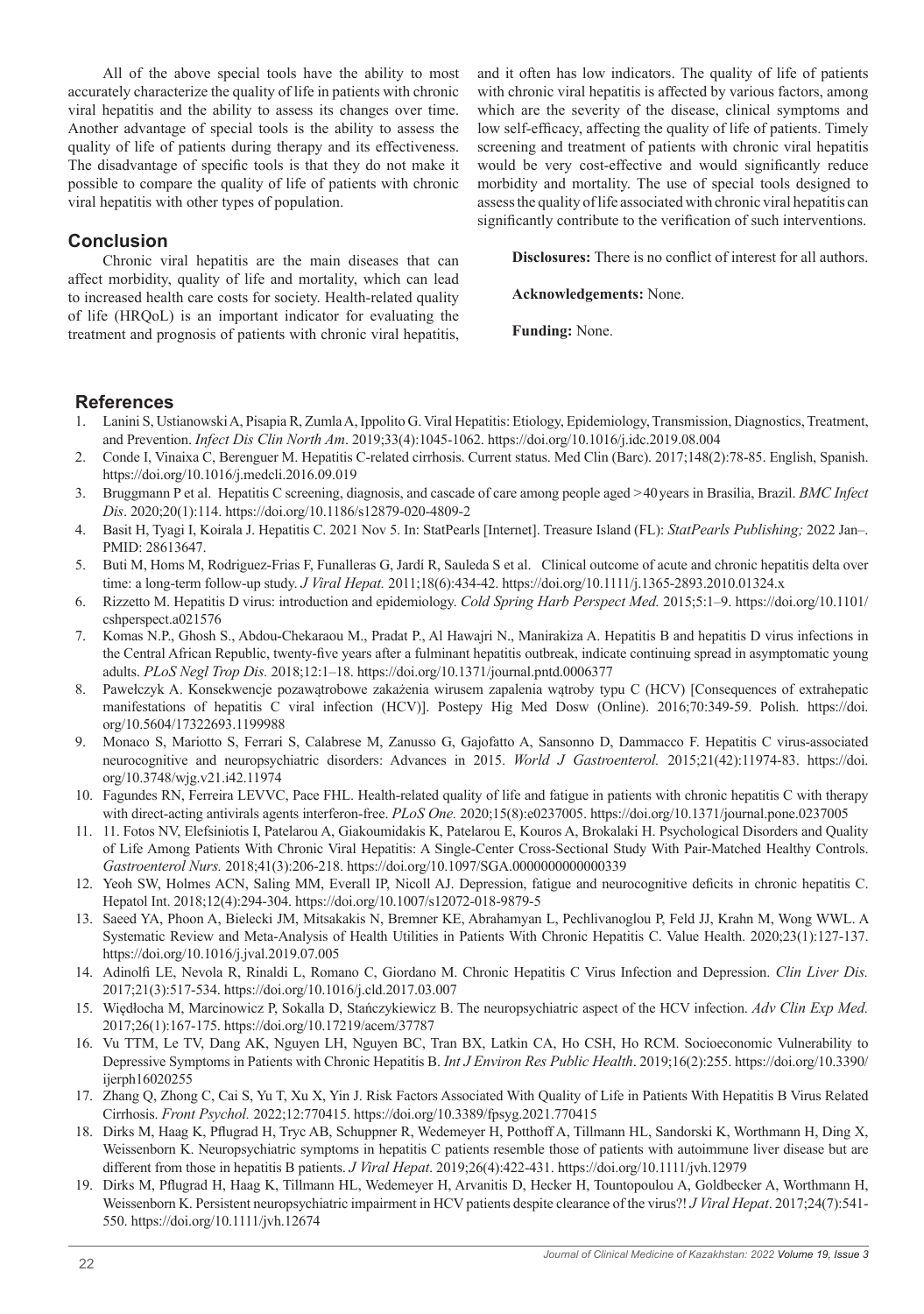All of the above special tools have the ability to most accurately characterize the quality of life in patients with chronic viral hepatitis and the ability to assess its changes over time. Another advantage of special tools is the ability to assess the quality of life of patients during therapy and its effectiveness. The disadvantage of specific tools is that they do not make it possible to compare the quality of life of patients with chronic viral hepatitis with other types of population.

## Conclusion

Chronic viral hepatitis are the main diseases that can affect morbidity, quality of life and mortality, which can lead to increased health care costs for society. Health-related quality of life (HRQoL) is an important indicator for evaluating the treatment and prognosis of patients with chronic viral hepatitis, and it often has low indicators. The quality of life of patients with chronic viral hepatitis is affected by various factors, among which are the severity of the disease, clinical symptoms and low self-efficacy, affecting the quality of life of patients. Timely screening and treatment of patients with chronic viral hepatitis would be very cost-effective and would significantly reduce morbidity and mortality. The use of special tools designed to assess the quality of life associated with chronic viral hepatitis can significantly contribute to the verification of such interventions.

**Disclosures:** There is no conflict of interest for all authors.

**Acknowledgements:** None.

**Funding:** None.

## References

1. Lanini S, Ustianowski A, Pisapia R, Zumla A, Ippolito G. Viral Hepatitis: Etiology, Epidemiology, Transmission, Diagnostics, Treatment, and Prevention. *Infect Dis Clin North Am*. 2019;33(4):1045-1062. https://doi.org/10.1016/j.idc.2019.08.004
2. Conde I, Vinaixa C, Berenguer M. Hepatitis C-related cirrhosis. Current status. Med Clin (Barc). 2017;148(2):78-85. English, Spanish. https://doi.org/10.1016/j.medcli.2016.09.019
3. Bruggmann P et al. Hepatitis C screening, diagnosis, and cascade of care among people aged >40 years in Brasilia, Brazil. *BMC Infect Dis*. 2020;20(1):114. https://doi.org/10.1186/s12879-020-4809-2
4. Basit H, Tyagi I, Koirala J. Hepatitis C. 2021 Nov 5. In: StatPearls [Internet]. Treasure Island (FL): *StatPearls Publishing;* 2022 Jan–. PMID: 28613647.
5. Buti M, Homs M, Rodriguez-Frias F, Funalleras G, Jardí R, Sauleda S et al. Clinical outcome of acute and chronic hepatitis delta over time: a long-term follow-up study. *J Viral Hepat.* 2011;18(6):434-42. https://doi.org/10.1111/j.1365-2893.2010.01324.x
6. Rizzetto M. Hepatitis D virus: introduction and epidemiology. *Cold Spring Harb Perspect Med.* 2015;5:1–9. https://doi.org/10.1101/cshperspect.a021576
7. Komas N.P., Ghosh S., Abdou-Chekaraou M., Pradat P., Al Hawajri N., Manirakiza A. Hepatitis B and hepatitis D virus infections in the Central African Republic, twenty-five years after a fulminant hepatitis outbreak, indicate continuing spread in asymptomatic young adults. *PLoS Negl Trop Dis.* 2018;12:1–18. https://doi.org/10.1371/journal.pntd.0006377
8. Pawełczyk A. Konsekwencje pozawątrobowe zakażenia wirusem zapalenia wątroby typu C (HCV) [Consequences of extrahepatic manifestations of hepatitis C viral infection (HCV)]. Postepy Hig Med Dosw (Online). 2016;70:349-59. Polish. https://doi.org/10.5604/17322693.1199988
9. Monaco S, Mariotto S, Ferrari S, Calabrese M, Zanusso G, Gajofatto A, Sansonno D, Dammacco F. Hepatitis C virus-associated neurocognitive and neuropsychiatric disorders: Advances in 2015. *World J Gastroenterol.* 2015;21(42):11974-83. https://doi.org/10.3748/wjg.v21.i42.11974
10. Fagundes RN, Ferreira LEVVC, Pace FHL. Health-related quality of life and fatigue in patients with chronic hepatitis C with therapy with direct-acting antivirals agents interferon-free. *PLoS One.* 2020;15(8):e0237005. https://doi.org/10.1371/journal.pone.0237005
11. 11. Fotos NV, Elefsiniotis I, Patelarou A, Giakoumidakis K, Patelarou E, Kouros A, Brokalaki H. Psychological Disorders and Quality of Life Among Patients With Chronic Viral Hepatitis: A Single-Center Cross-Sectional Study With Pair-Matched Healthy Controls. *Gastroenterol Nurs.* 2018;41(3):206-218. https://doi.org/10.1097/SGA.0000000000000339
12. Yeoh SW, Holmes ACN, Saling MM, Everall IP, Nicoll AJ. Depression, fatigue and neurocognitive deficits in chronic hepatitis C. Hepatol Int. 2018;12(4):294-304. https://doi.org/10.1007/s12072-018-9879-5
13. Saeed YA, Phoon A, Bielecki JM, Mitsakakis N, Bremner KE, Abrahamyan L, Pechlivanoglou P, Feld JJ, Krahn M, Wong WWL. A Systematic Review and Meta-Analysis of Health Utilities in Patients With Chronic Hepatitis C. Value Health. 2020;23(1):127-137. https://doi.org/10.1016/j.jval.2019.07.005
14. Adinolfi LE, Nevola R, Rinaldi L, Romano C, Giordano M. Chronic Hepatitis C Virus Infection and Depression. *Clin Liver Dis.* 2017;21(3):517-534. https://doi.org/10.1016/j.cld.2017.03.007
15. Więdłocha M, Marcinowicz P, Sokalla D, Stańczykiewicz B. The neuropsychiatric aspect of the HCV infection. *Adv Clin Exp Med.* 2017;26(1):167-175. https://doi.org/10.17219/acem/37787
16. Vu TTM, Le TV, Dang AK, Nguyen LH, Nguyen BC, Tran BX, Latkin CA, Ho CSH, Ho RCM. Socioeconomic Vulnerability to Depressive Symptoms in Patients with Chronic Hepatitis B. *Int J Environ Res Public Health*. 2019;16(2):255. https://doi.org/10.3390/ijerph16020255
17. Zhang Q, Zhong C, Cai S, Yu T, Xu X, Yin J. Risk Factors Associated With Quality of Life in Patients With Hepatitis B Virus Related Cirrhosis. *Front Psychol.* 2022;12:770415. https://doi.org/10.3389/fpsyg.2021.770415
18. Dirks M, Haag K, Pflugrad H, Tryc AB, Schuppner R, Wedemeyer H, Potthoff A, Tillmann HL, Sandorski K, Worthmann H, Ding X, Weissenborn K. Neuropsychiatric symptoms in hepatitis C patients resemble those of patients with autoimmune liver disease but are different from those in hepatitis B patients. *J Viral Hepat*. 2019;26(4):422-431. https://doi.org/10.1111/jvh.12979
19. Dirks M, Pflugrad H, Haag K, Tillmann HL, Wedemeyer H, Arvanitis D, Hecker H, Tountopoulou A, Goldbecker A, Worthmann H, Weissenborn K. Persistent neuropsychiatric impairment in HCV patients despite clearance of the virus?! *J Viral Hepat*. 2017;24(7):541-550. https://doi.org/10.1111/jvh.12674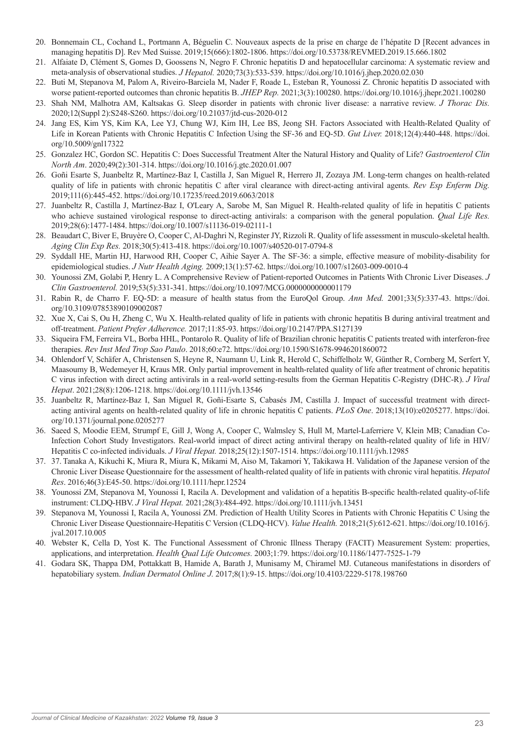20. Bonnemain CL, Cochand L, Portmann A, Béguelin C. Nouveaux aspects de la prise en charge de l'hépatite D [Recent advances in managing hepatitis D]. Rev Med Suisse. 2019;15(666):1802-1806. https://doi.org/10.53738/REVMED.2019.15.666.1802
21. Alfaiate D, Clément S, Gomes D, Goossens N, Negro F. Chronic hepatitis D and hepatocellular carcinoma: A systematic review and meta-analysis of observational studies. *J Hepatol.* 2020;73(3):533-539. https://doi.org/10.1016/j.jhep.2020.02.030
22. Buti M, Stepanova M, Palom A, Riveiro-Barciela M, Nader F, Roade L, Esteban R, Younossi Z. Chronic hepatitis D associated with worse patient-reported outcomes than chronic hepatitis B. *JHEP Rep.* 2021;3(3):100280. https://doi.org/10.1016/j.jhepr.2021.100280
23. Shah NM, Malhotra AM, Kaltsakas G. Sleep disorder in patients with chronic liver disease: a narrative review. *J Thorac Dis.* 2020;12(Suppl 2):S248-S260. https://doi.org/10.21037/jtd-cus-2020-012
24. Jang ES, Kim YS, Kim KA, Lee YJ, Chung WJ, Kim IH, Lee BS, Jeong SH. Factors Associated with Health-Related Quality of Life in Korean Patients with Chronic Hepatitis C Infection Using the SF-36 and EQ-5D. *Gut Liver.* 2018;12(4):440-448. https://doi.org/10.5009/gnl17322
25. Gonzalez HC, Gordon SC. Hepatitis C: Does Successful Treatment Alter the Natural History and Quality of Life? *Gastroenterol Clin North Am*. 2020;49(2):301-314. https://doi.org/10.1016/j.gtc.2020.01.007
26. Goñi Esarte S, Juanbeltz R, Martínez-Baz I, Castilla J, San Miguel R, Herrero JI, Zozaya JM. Long-term changes on health-related quality of life in patients with chronic hepatitis C after viral clearance with direct-acting antiviral agents. *Rev Esp Enferm Dig.* 2019;111(6):445-452. https://doi.org/10.17235/reed.2019.6063/2018
27. Juanbeltz R, Castilla J, Martínez-Baz I, O'Leary A, Sarobe M, San Miguel R. Health-related quality of life in hepatitis C patients who achieve sustained virological response to direct-acting antivirals: a comparison with the general population. *Qual Life Res.* 2019;28(6):1477-1484. https://doi.org/10.1007/s11136-019-02111-1
28. Beaudart C, Biver E, Bruyère O, Cooper C, Al-Daghri N, Reginster JY, Rizzoli R. Quality of life assessment in musculo-skeletal health. *Aging Clin Exp Res.* 2018;30(5):413-418. https://doi.org/10.1007/s40520-017-0794-8
29. Syddall HE, Martin HJ, Harwood RH, Cooper C, Aihie Sayer A. The SF-36: a simple, effective measure of mobility-disability for epidemiological studies. *J Nutr Health Aging.* 2009;13(1):57-62. https://doi.org/10.1007/s12603-009-0010-4
30. Younossi ZM, Golabi P, Henry L. A Comprehensive Review of Patient-reported Outcomes in Patients With Chronic Liver Diseases. *J Clin Gastroenterol.* 2019;53(5):331-341. https://doi.org/10.1097/MCG.0000000000001179
31. Rabin R, de Charro F. EQ-5D: a measure of health status from the EuroQol Group. *Ann Med.* 2001;33(5):337-43. https://doi.org/10.3109/07853890109002087
32. Xue X, Cai S, Ou H, Zheng C, Wu X. Health-related quality of life in patients with chronic hepatitis B during antiviral treatment and off-treatment. *Patient Prefer Adherence.* 2017;11:85-93. https://doi.org/10.2147/PPA.S127139
33. Siqueira FM, Ferreira VL, Borba HHL, Pontarolo R. Quality of life of Brazilian chronic hepatitis C patients treated with interferon-free therapies. *Rev Inst Med Trop Sao Paulo*. 2018;60:e72. https://doi.org/10.1590/S1678-9946201860072
34. Ohlendorf V, Schäfer A, Christensen S, Heyne R, Naumann U, Link R, Herold C, Schiffelholz W, Günther R, Cornberg M, Serfert Y, Maasoumy B, Wedemeyer H, Kraus MR. Only partial improvement in health-related quality of life after treatment of chronic hepatitis C virus infection with direct acting antivirals in a real-world setting-results from the German Hepatitis C-Registry (DHC-R). *J Viral Hepat*. 2021;28(8):1206-1218. https://doi.org/10.1111/jvh.13546
35. Juanbeltz R, Martínez-Baz I, San Miguel R, Goñi-Esarte S, Cabasés JM, Castilla J. Impact of successful treatment with direct-acting antiviral agents on health-related quality of life in chronic hepatitis C patients. *PLoS One*. 2018;13(10):e0205277. https://doi.org/10.1371/journal.pone.0205277
36. Saeed S, Moodie EEM, Strumpf E, Gill J, Wong A, Cooper C, Walmsley S, Hull M, Martel-Laferriere V, Klein MB; Canadian Co-Infection Cohort Study Investigators. Real-world impact of direct acting antiviral therapy on health-related quality of life in HIV/Hepatitis C co-infected individuals. *J Viral Hepat.* 2018;25(12):1507-1514. https://doi.org/10.1111/jvh.12985
37. 37. Tanaka A, Kikuchi K, Miura R, Miura K, Mikami M, Aiso M, Takamori Y, Takikawa H. Validation of the Japanese version of the Chronic Liver Disease Questionnaire for the assessment of health-related quality of life in patients with chronic viral hepatitis. *Hepatol Res*. 2016;46(3):E45-50. https://doi.org/10.1111/hepr.12524
38. Younossi ZM, Stepanova M, Younossi I, Racila A. Development and validation of a hepatitis B-specific health-related quality-of-life instrument: CLDQ-HBV. *J Viral Hepat.* 2021;28(3):484-492. https://doi.org/10.1111/jvh.13451
39. Stepanova M, Younossi I, Racila A, Younossi ZM. Prediction of Health Utility Scores in Patients with Chronic Hepatitis C Using the Chronic Liver Disease Questionnaire-Hepatitis C Version (CLDQ-HCV). *Value Health.* 2018;21(5):612-621. https://doi.org/10.1016/j.jval.2017.10.005
40. Webster K, Cella D, Yost K. The Functional Assessment of Chronic Illness Therapy (FACIT) Measurement System: properties, applications, and interpretation. *Health Qual Life Outcomes.* 2003;1:79. https://doi.org/10.1186/1477-7525-1-79
41. Godara SK, Thappa DM, Pottakkatt B, Hamide A, Barath J, Munisamy M, Chiramel MJ. Cutaneous manifestations in disorders of hepatobiliary system. *Indian Dermatol Online J.* 2017;8(1):9-15. https://doi.org/10.4103/2229-5178.198760